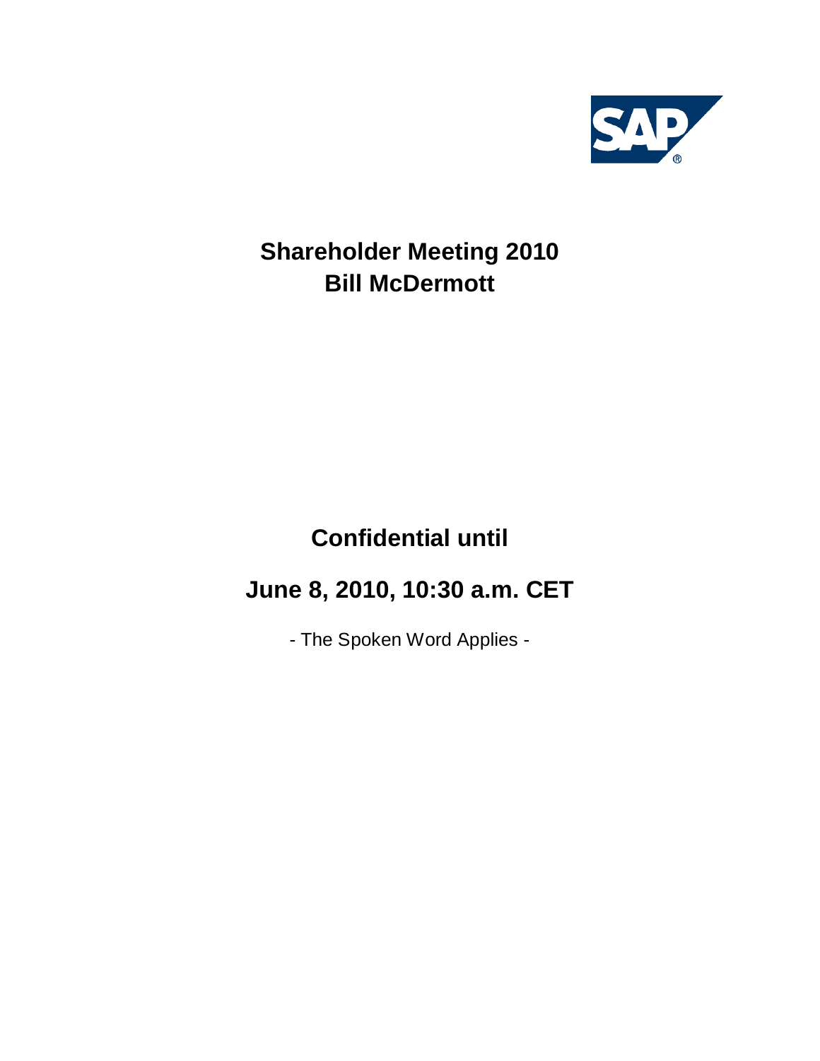# Shareholder Meeting 2010
# Bill McDermott

## Confidential until

## June 8, 2010, 10:30 a.m. CET

- The Spoken Word Applies -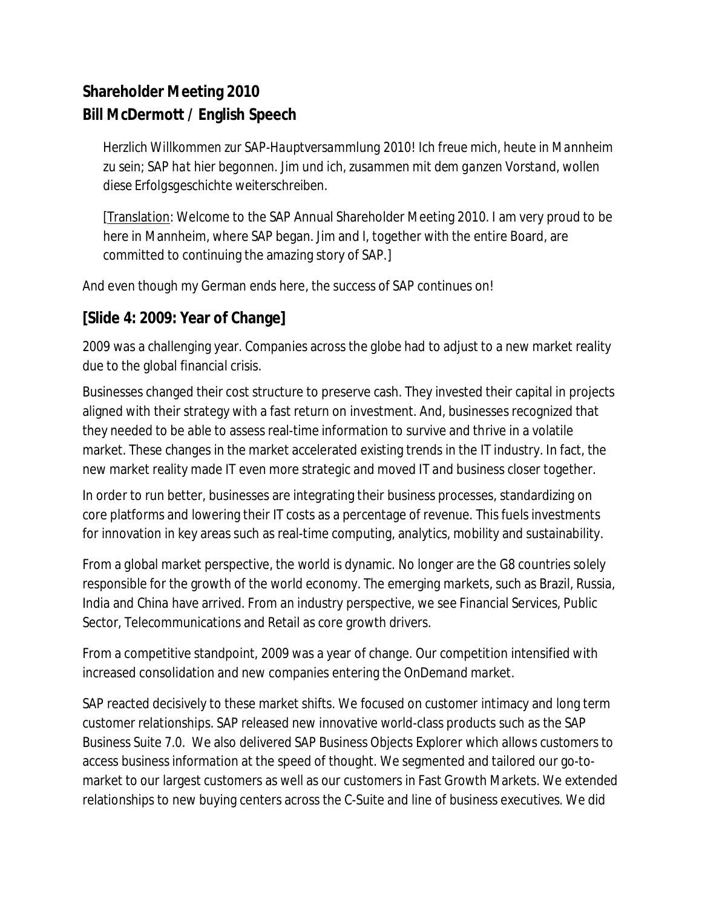## Shareholder Meeting 2010
## Bill McDermott / English Speech

> *Herzlich Willkommen zur SAP-Hauptversammlung 2010! Ich freue mich, heute in Mannheim zu sein; SAP hat hier begonnen. Jim und ich, zusammen mit dem ganzen Vorstand, wollen diese Erfolgsgeschichte weiterschreiben.*
>
> [Translation: Welcome to the SAP Annual Shareholder Meeting 2010. I am very proud to be here in Mannheim, where SAP began. Jim and I, together with the entire Board, are committed to continuing the amazing story of SAP.]

And even though my German ends here, the success of SAP continues on!

### [Slide 4: 2009: Year of Change]

2009 was a challenging year. Companies across the globe had to adjust to a new market reality due to the global financial crisis.

Businesses changed their cost structure to preserve cash. They invested their capital in projects aligned with their strategy with a fast return on investment. And, businesses recognized that they needed to be able to assess real-time information to survive and thrive in a volatile market. These changes in the market accelerated existing trends in the IT industry. In fact, the new market reality made IT even more strategic and moved IT and business closer together.

In order to run better, businesses are integrating their business processes, standardizing on core platforms and lowering their IT costs as a percentage of revenue. This fuels investments for innovation in key areas such as real-time computing, analytics, mobility and sustainability.

From a global market perspective, the world is dynamic. No longer are the G8 countries solely responsible for the growth of the world economy. The emerging markets, such as Brazil, Russia, India and China have arrived. From an industry perspective, we see Financial Services, Public Sector, Telecommunications and Retail as core growth drivers.

From a competitive standpoint, 2009 was a year of change. Our competition intensified with increased consolidation and new companies entering the OnDemand market.

SAP reacted decisively to these market shifts. We focused on customer intimacy and long term customer relationships. SAP released new innovative world-class products such as the SAP Business Suite 7.0. We also delivered SAP Business Objects Explorer which allows customers to access business information at the speed of thought. We segmented and tailored our go-to-market to our largest customers as well as our customers in Fast Growth Markets. We extended relationships to new buying centers across the C-Suite and line of business executives. We did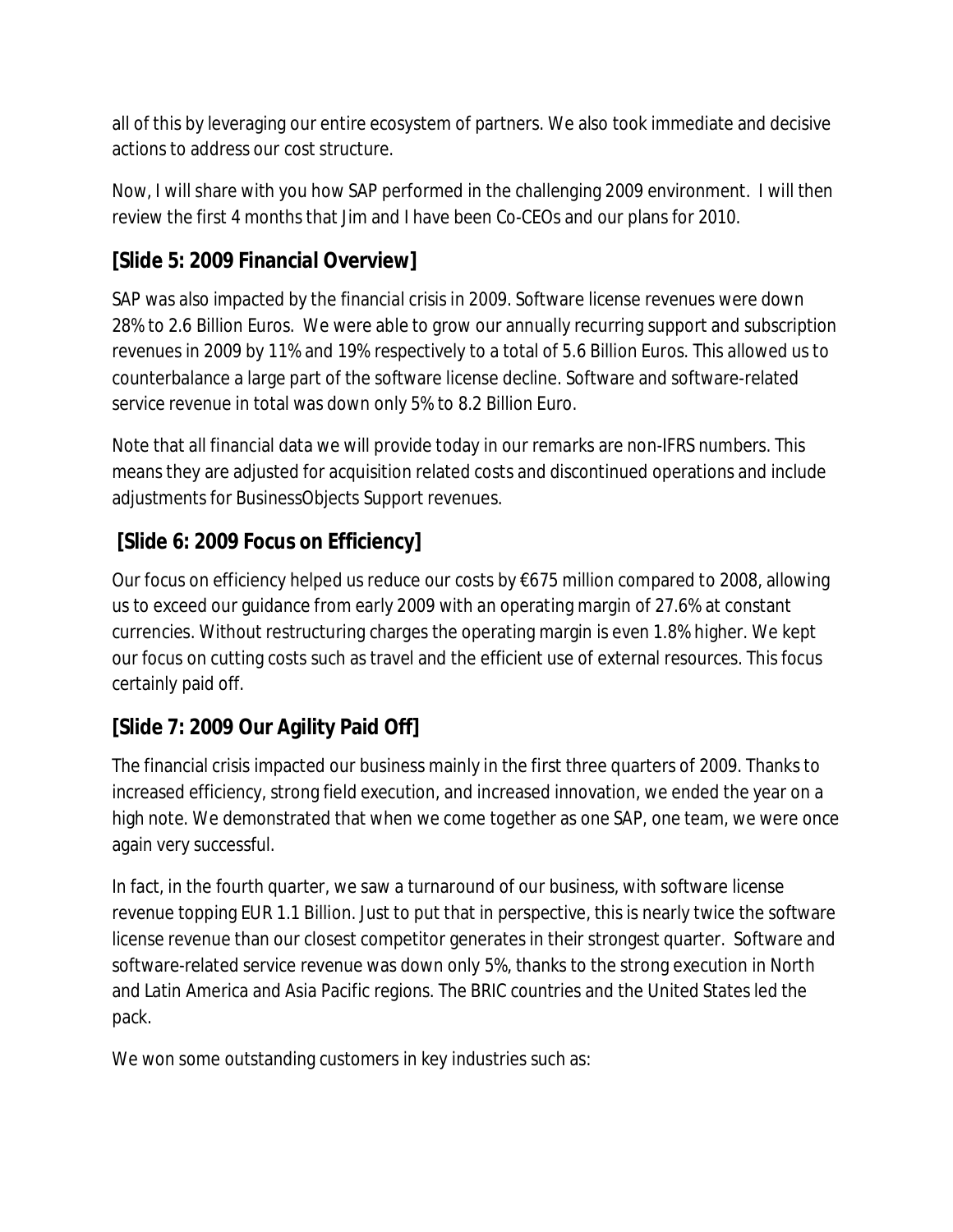all of this by leveraging our entire ecosystem of partners. We also took immediate and decisive actions to address our cost structure.

Now, I will share with you how SAP performed in the challenging 2009 environment. I will then review the first 4 months that Jim and I have been Co-CEOs and our plans for 2010.

## [Slide 5: 2009 Financial Overview]

SAP was also impacted by the financial crisis in 2009. Software license revenues were down 28% to 2.6 Billion Euros. We were able to grow our annually recurring support and subscription revenues in 2009 by 11% and 19% respectively to a total of 5.6 Billion Euros. This allowed us to counterbalance a large part of the software license decline. Software and software-related service revenue in total was down only 5% to 8.2 Billion Euro.

Note that all financial data we will provide today in our remarks are non-IFRS numbers. This means they are adjusted for acquisition related costs and discontinued operations and include adjustments for BusinessObjects Support revenues.

## [Slide 6: 2009 Focus on Efficiency]

Our focus on efficiency helped us reduce our costs by €675 million compared to 2008, allowing us to exceed our guidance from early 2009 with an operating margin of 27.6% at constant currencies. Without restructuring charges the operating margin is even 1.8% higher. We kept our focus on cutting costs such as travel and the efficient use of external resources. This focus certainly paid off.

## [Slide 7: 2009 Our Agility Paid Off]

The financial crisis impacted our business mainly in the first three quarters of 2009. Thanks to increased efficiency, strong field execution, and increased innovation, we ended the year on a high note. We demonstrated that when we come together as one SAP, one team, we were once again very successful.

In fact, in the fourth quarter, we saw a turnaround of our business, with software license revenue topping EUR 1.1 Billion. Just to put that in perspective, this is nearly twice the software license revenue than our closest competitor generates in their strongest quarter. Software and software-related service revenue was down only 5%, thanks to the strong execution in North and Latin America and Asia Pacific regions. The BRIC countries and the United States led the pack.

We won some outstanding customers in key industries such as: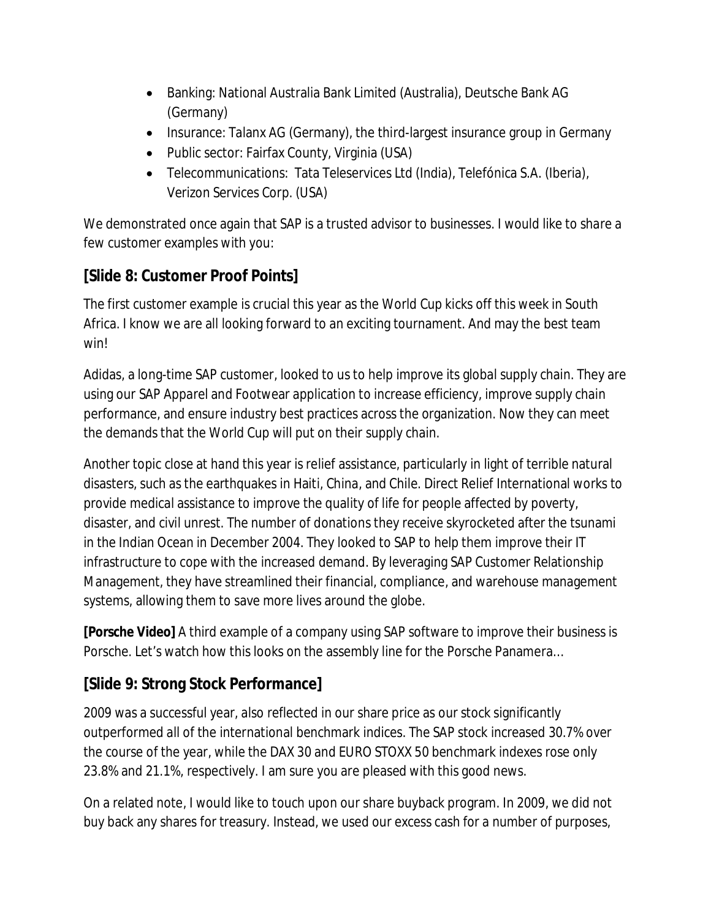- Banking: National Australia Bank Limited (Australia), Deutsche Bank AG (Germany)
- Insurance: Talanx AG (Germany), the third-largest insurance group in Germany
- Public sector: Fairfax County, Virginia (USA)
- Telecommunications: Tata Teleservices Ltd (India), Telefónica S.A. (Iberia), Verizon Services Corp. (USA)

We demonstrated once again that SAP is a trusted advisor to businesses. I would like to share a few customer examples with you:

## [Slide 8: Customer Proof Points]

The first customer example is crucial this year as the World Cup kicks off this week in South Africa. I know we are all looking forward to an exciting tournament. And may the best team win!

Adidas, a long-time SAP customer, looked to us to help improve its global supply chain. They are using our SAP Apparel and Footwear application to increase efficiency, improve supply chain performance, and ensure industry best practices across the organization. Now they can meet the demands that the World Cup will put on their supply chain.

Another topic close at hand this year is relief assistance, particularly in light of terrible natural disasters, such as the earthquakes in Haiti, China, and Chile. Direct Relief International works to provide medical assistance to improve the quality of life for people affected by poverty, disaster, and civil unrest. The number of donations they receive skyrocketed after the tsunami in the Indian Ocean in December 2004. They looked to SAP to help them improve their IT infrastructure to cope with the increased demand. By leveraging SAP Customer Relationship Management, they have streamlined their financial, compliance, and warehouse management systems, allowing them to save more lives around the globe.

**[Porsche Video]** A third example of a company using SAP software to improve their business is Porsche. Let's watch how this looks on the assembly line for the Porsche Panamera…

## [Slide 9: Strong Stock Performance]

2009 was a successful year, also reflected in our share price as our stock significantly outperformed all of the international benchmark indices. The SAP stock increased 30.7% over the course of the year, while the DAX 30 and EURO STOXX 50 benchmark indexes rose only 23.8% and 21.1%, respectively. I am sure you are pleased with this good news.

On a related note, I would like to touch upon our share buyback program. In 2009, we did not buy back any shares for treasury. Instead, we used our excess cash for a number of purposes,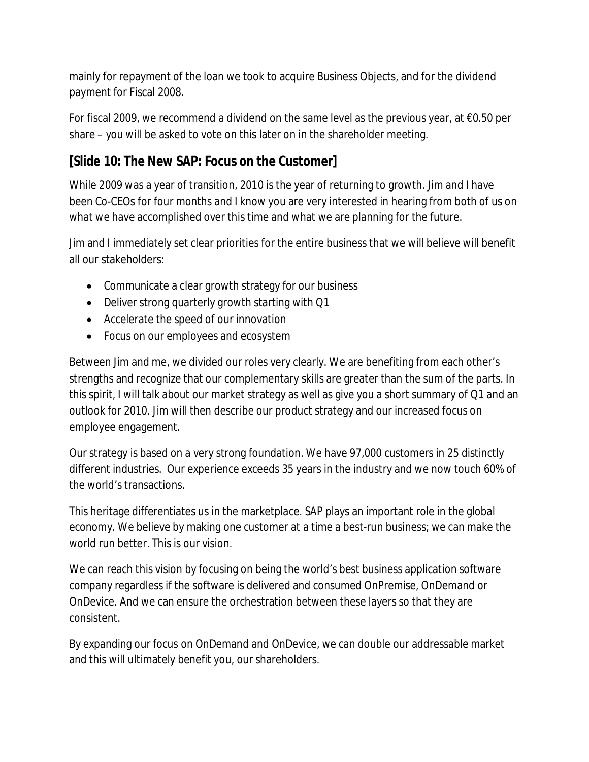mainly for repayment of the loan we took to acquire Business Objects, and for the dividend payment for Fiscal 2008.

For fiscal 2009, we recommend a dividend on the same level as the previous year, at €0.50 per share – you will be asked to vote on this later on in the shareholder meeting.

## [Slide 10: The New SAP: Focus on the Customer]

While 2009 was a year of transition, 2010 is the year of returning to growth. Jim and I have been Co-CEOs for four months and I know you are very interested in hearing from both of us on what we have accomplished over this time and what we are planning for the future.

Jim and I immediately set clear priorities for the entire business that we will believe will benefit all our stakeholders:

- Communicate a clear growth strategy for our business
- Deliver strong quarterly growth starting with Q1
- Accelerate the speed of our innovation
- Focus on our employees and ecosystem

Between Jim and me, we divided our roles very clearly. We are benefiting from each other's strengths and recognize that our complementary skills are greater than the sum of the parts. In this spirit, I will talk about our market strategy as well as give you a short summary of Q1 and an outlook for 2010. Jim will then describe our product strategy and our increased focus on employee engagement.

Our strategy is based on a very strong foundation. We have 97,000 customers in 25 distinctly different industries. Our experience exceeds 35 years in the industry and we now touch 60% of the world's transactions.

This heritage differentiates us in the marketplace. SAP plays an important role in the global economy. We believe by making one customer at a time a best-run business; we can make the world run better. This is our vision.

We can reach this vision by focusing on being the world's best business application software company regardless if the software is delivered and consumed OnPremise, OnDemand or OnDevice. And we can ensure the orchestration between these layers so that they are consistent.

By expanding our focus on OnDemand and OnDevice, we can double our addressable market and this will ultimately benefit you, our shareholders.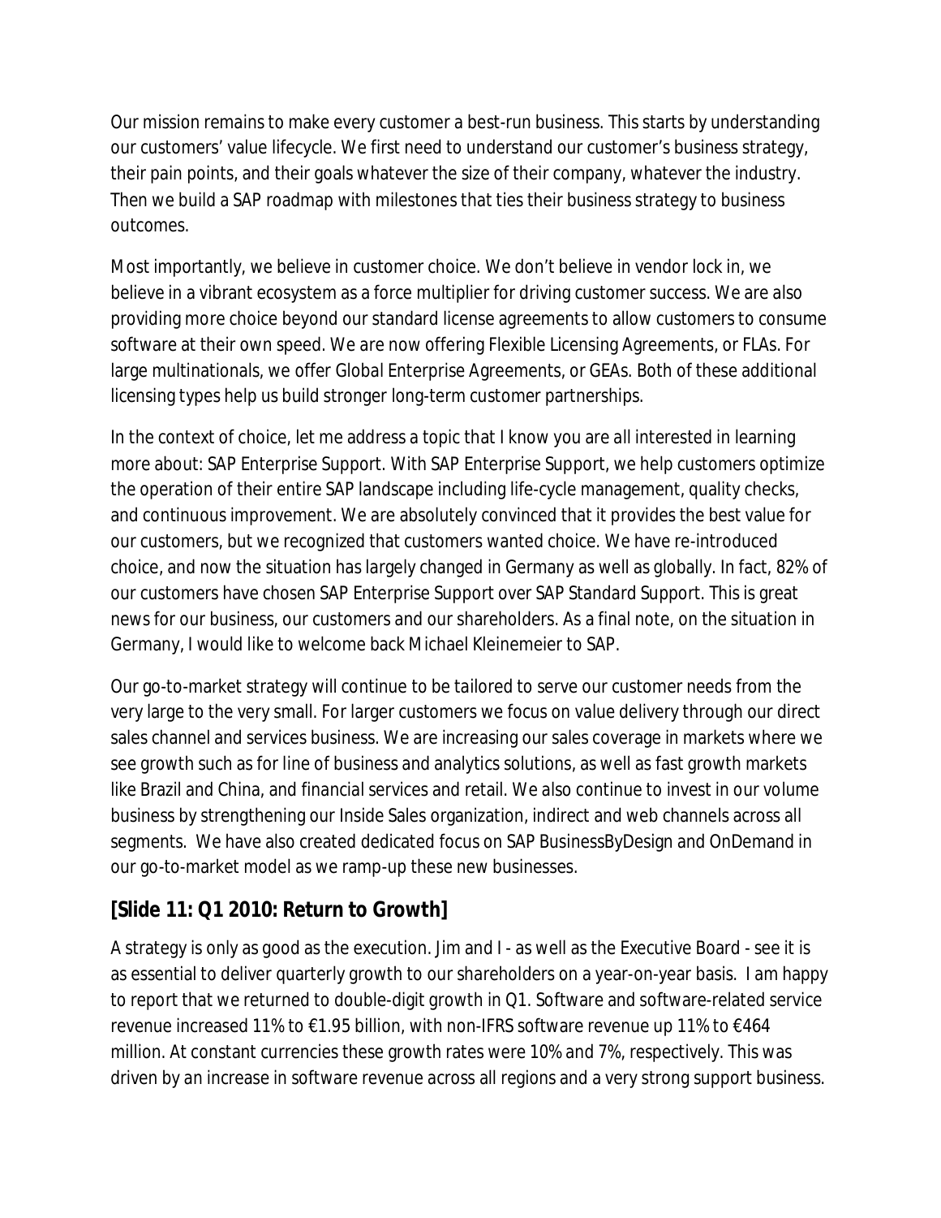Our mission remains to make every customer a best-run business. This starts by understanding our customers' value lifecycle. We first need to understand our customer's business strategy, their pain points, and their goals whatever the size of their company, whatever the industry. Then we build a SAP roadmap with milestones that ties their business strategy to business outcomes.

Most importantly, we believe in customer choice. We don't believe in vendor lock in, we believe in a vibrant ecosystem as a force multiplier for driving customer success. We are also providing more choice beyond our standard license agreements to allow customers to consume software at their own speed. We are now offering Flexible Licensing Agreements, or FLAs. For large multinationals, we offer Global Enterprise Agreements, or GEAs. Both of these additional licensing types help us build stronger long-term customer partnerships.

In the context of choice, let me address a topic that I know you are all interested in learning more about: SAP Enterprise Support. With SAP Enterprise Support, we help customers optimize the operation of their entire SAP landscape including life-cycle management, quality checks, and continuous improvement. We are absolutely convinced that it provides the best value for our customers, but we recognized that customers wanted choice. We have re-introduced choice, and now the situation has largely changed in Germany as well as globally. In fact, 82% of our customers have chosen SAP Enterprise Support over SAP Standard Support. This is great news for our business, our customers and our shareholders. As a final note, on the situation in Germany, I would like to welcome back Michael Kleinemeier to SAP.

Our go-to-market strategy will continue to be tailored to serve our customer needs from the very large to the very small. For larger customers we focus on value delivery through our direct sales channel and services business. We are increasing our sales coverage in markets where we see growth such as for line of business and analytics solutions, as well as fast growth markets like Brazil and China, and financial services and retail. We also continue to invest in our volume business by strengthening our Inside Sales organization, indirect and web channels across all segments. We have also created dedicated focus on SAP BusinessByDesign and OnDemand in our go-to-market model as we ramp-up these new businesses.

**[Slide 11: Q1 2010: Return to Growth]**

A strategy is only as good as the execution. Jim and I - as well as the Executive Board - see it is as essential to deliver quarterly growth to our shareholders on a year-on-year basis. I am happy to report that we returned to double-digit growth in Q1. Software and software-related service revenue increased 11% to €1.95 billion, with non-IFRS software revenue up 11% to €464 million. At constant currencies these growth rates were 10% and 7%, respectively. This was driven by an increase in software revenue across all regions and a very strong support business.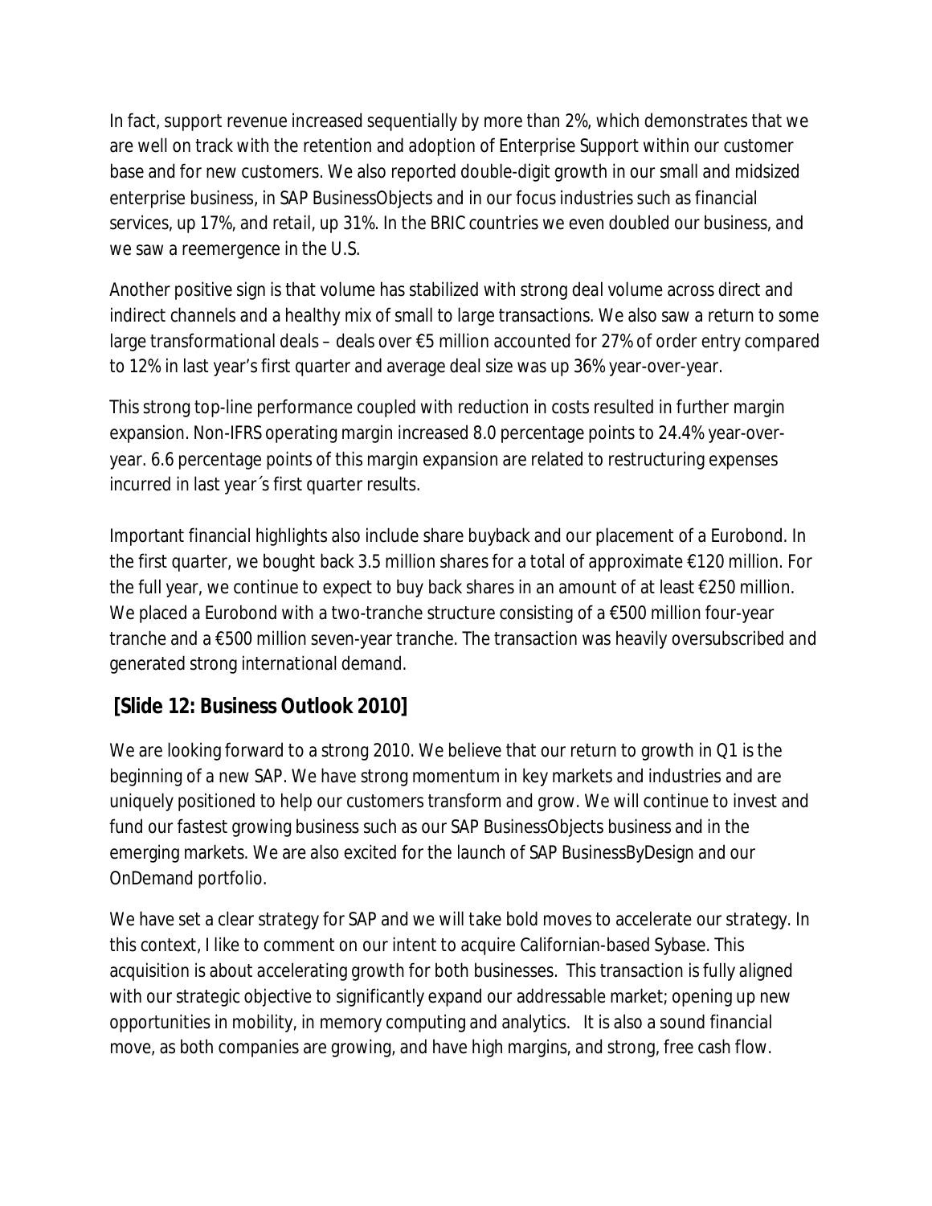In fact, support revenue increased sequentially by more than 2%, which demonstrates that we are well on track with the retention and adoption of Enterprise Support within our customer base and for new customers. We also reported double-digit growth in our small and midsized enterprise business, in SAP BusinessObjects and in our focus industries such as financial services, up 17%, and retail, up 31%. In the BRIC countries we even doubled our business, and we saw a reemergence in the U.S.

Another positive sign is that volume has stabilized with strong deal volume across direct and indirect channels and a healthy mix of small to large transactions. We also saw a return to some large transformational deals – deals over €5 million accounted for 27% of order entry compared to 12% in last year's first quarter and average deal size was up 36% year-over-year.

This strong top-line performance coupled with reduction in costs resulted in further margin expansion. Non-IFRS operating margin increased 8.0 percentage points to 24.4% year-over-year. 6.6 percentage points of this margin expansion are related to restructuring expenses incurred in last year´s first quarter results.

Important financial highlights also include share buyback and our placement of a Eurobond. In the first quarter, we bought back 3.5 million shares for a total of approximate €120 million. For the full year, we continue to expect to buy back shares in an amount of at least €250 million. We placed a Eurobond with a two-tranche structure consisting of a €500 million four-year tranche and a €500 million seven-year tranche. The transaction was heavily oversubscribed and generated strong international demand.

## [Slide 12: Business Outlook 2010]

We are looking forward to a strong 2010. We believe that our return to growth in Q1 is the beginning of a new SAP. We have strong momentum in key markets and industries and are uniquely positioned to help our customers transform and grow. We will continue to invest and fund our fastest growing business such as our SAP BusinessObjects business and in the emerging markets. We are also excited for the launch of SAP BusinessByDesign and our OnDemand portfolio.

We have set a clear strategy for SAP and we will take bold moves to accelerate our strategy. In this context, I like to comment on our intent to acquire Californian-based Sybase. This acquisition is about accelerating growth for both businesses. This transaction is fully aligned with our strategic objective to significantly expand our addressable market; opening up new opportunities in mobility, in memory computing and analytics. It is also a sound financial move, as both companies are growing, and have high margins, and strong, free cash flow.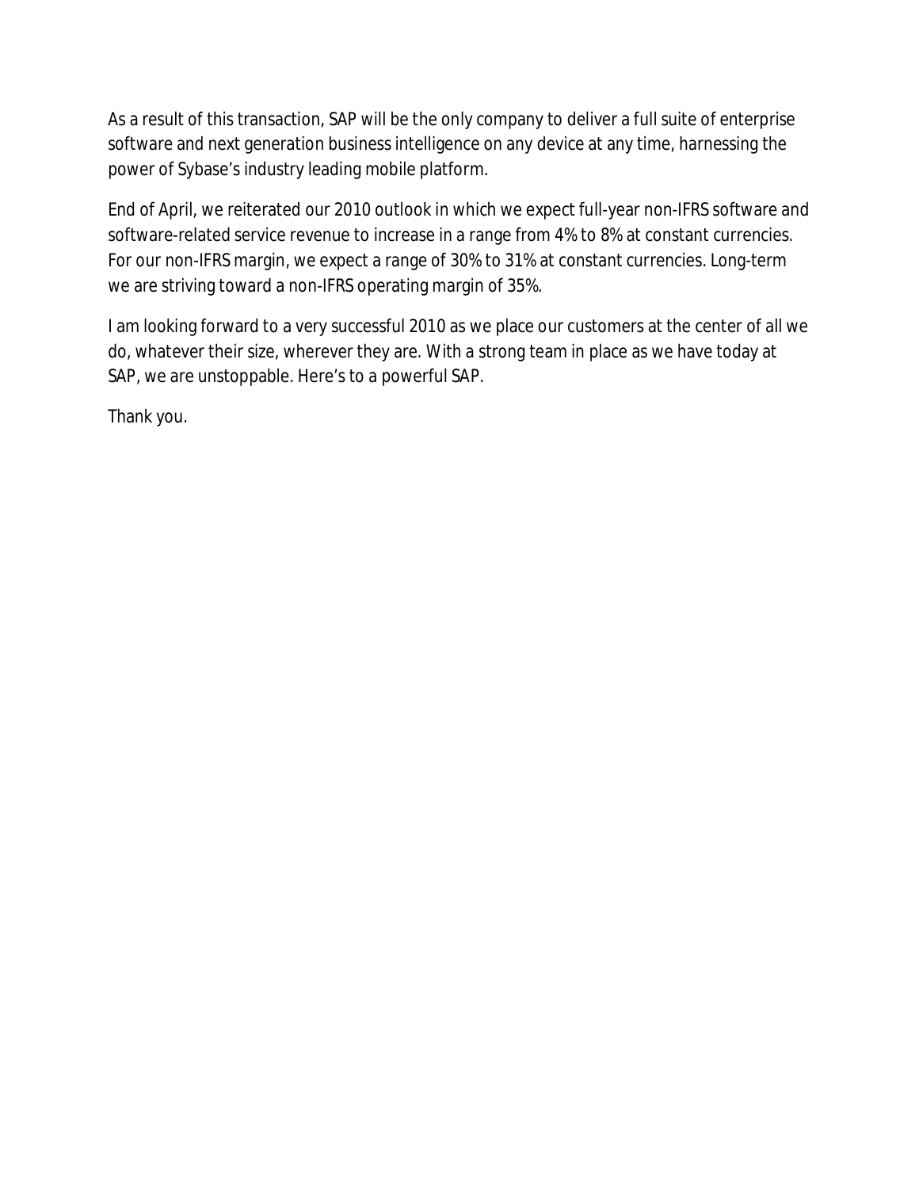As a result of this transaction, SAP will be the only company to deliver a full suite of enterprise software and next generation business intelligence on any device at any time, harnessing the power of Sybase's industry leading mobile platform.

End of April, we reiterated our 2010 outlook in which we expect full-year non-IFRS software and software-related service revenue to increase in a range from 4% to 8% at constant currencies. For our non-IFRS margin, we expect a range of 30% to 31% at constant currencies. Long-term we are striving toward a non-IFRS operating margin of 35%.

I am looking forward to a very successful 2010 as we place our customers at the center of all we do, whatever their size, wherever they are. With a strong team in place as we have today at SAP, we are unstoppable. Here's to a powerful SAP.

Thank you.